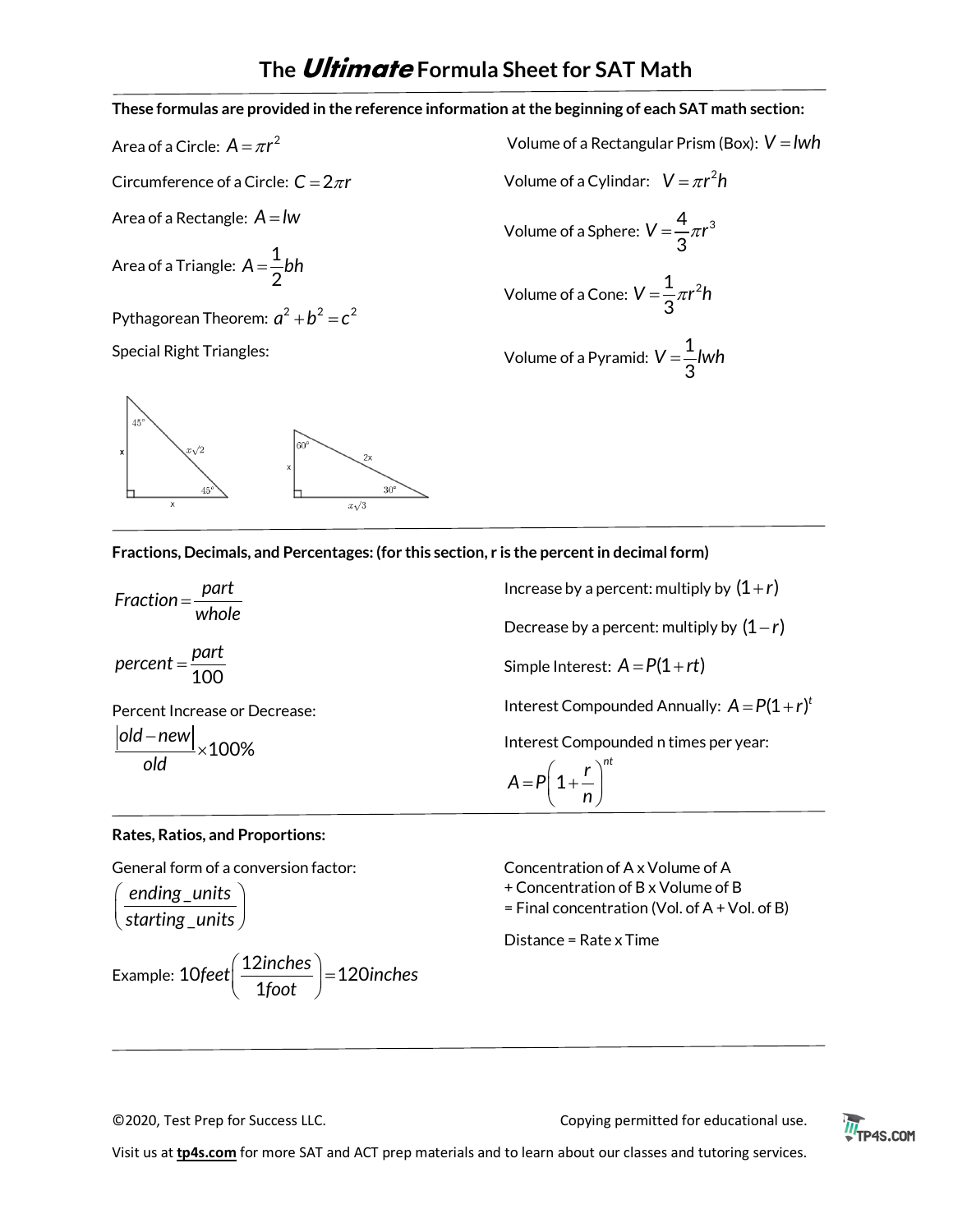# The *Ultimate* Formula Sheet for SAT Math

**These formulas are provided in the reference information at the beginning of each SAT math section:**

Area of a Circle: $A = \pi r^2$

Circumference of a Circle: $C = 2\pi r$

Area of a Rectangle: $A = lw$

Area of a Triangle: $A = \frac{1}{2}bh$

Pythagorean Theorem: $a^2 + b^2 = c^2$

Special Right Triangles:

45°-45°-90° triangle: legs $x$ and $x$, hypotenuse $x\sqrt{2}$

30°-60°-90° triangle: short leg $x$ (opposite 30°), long leg $x\sqrt{3}$ (opposite 60°), hypotenuse $2x$

Volume of a Rectangular Prism (Box): $V = lwh$

Volume of a Cylindar: $V = \pi r^2 h$

Volume of a Sphere: $V = \frac{4}{3}\pi r^3$

Volume of a Cone: $V = \frac{1}{3}\pi r^2 h$

Volume of a Pyramid: $V = \frac{1}{3}lwh$

**Fractions, Decimals, and Percentages: (for this section, r is the percent in decimal form)**

$$Fraction = \frac{part}{whole}$$

$$percent = \frac{part}{100}$$

Percent Increase or Decrease:

$$\frac{|old - new|}{old} \times 100\%$$

Increase by a percent: multiply by $(1+r)$

Decrease by a percent: multiply by $(1-r)$

Simple Interest: $A = P(1+rt)$

Interest Compounded Annually: $A = P(1+r)^t$

Interest Compounded n times per year:

$$A = P\left(1 + \frac{r}{n}\right)^{nt}$$

**Rates, Ratios, and Proportions:**

General form of a conversion factor:

$$\left(\frac{ending\_units}{starting\_units}\right)$$

Example: $10feet\left(\frac{12inches}{1foot}\right) = 120inches$

Concentration of A x Volume of A
+ Concentration of B x Volume of B
= Final concentration (Vol. of A + Vol. of B)

Distance = Rate x Time

©2020, Test Prep for Success LLC. Copying permitted for educational use.

Visit us at **tp4s.com** for more SAT and ACT prep materials and to learn about our classes and tutoring services.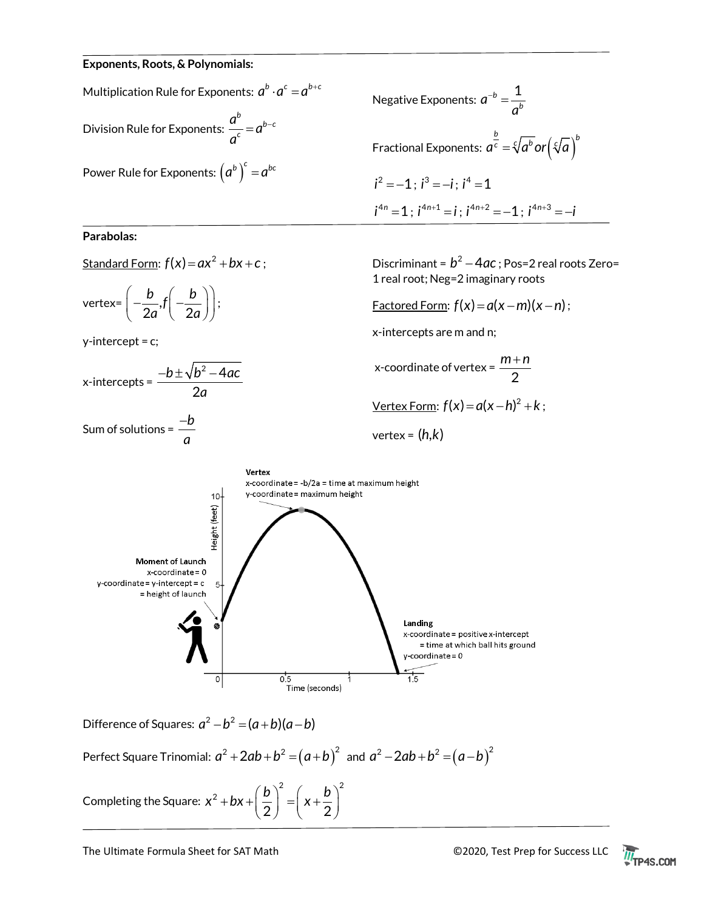**Exponents, Roots, & Polynomials:**

Multiplication Rule for Exponents: $a^b \cdot a^c = a^{b+c}$

Division Rule for Exponents: $\dfrac{a^b}{a^c} = a^{b-c}$

Power Rule for Exponents: $\left(a^b\right)^c = a^{bc}$

Negative Exponents: $a^{-b} = \dfrac{1}{a^b}$

Fractional Exponents: $a^{\frac{b}{c}} = \sqrt[c]{a^b} \text{ or } \left(\sqrt[c]{a}\right)^b$

$i^2 = -1$; $i^3 = -i$; $i^4 = 1$

$i^{4n} = 1$; $i^{4n+1} = i$; $i^{4n+2} = -1$; $i^{4n+3} = -i$

**Parabolas:**

Standard Form: $f(x) = ax^2 + bx + c$;

vertex= $\left(-\dfrac{b}{2a}, f\left(-\dfrac{b}{2a}\right)\right)$;

y-intercept = c;

x-intercepts = $\dfrac{-b \pm \sqrt{b^2 - 4ac}}{2a}$

Sum of solutions = $\dfrac{-b}{a}$

Discriminant = $b^2 - 4ac$; Pos=2 real roots Zero= 1 real root; Neg=2 imaginary roots

Factored Form: $f(x) = a(x-m)(x-n)$;

x-intercepts are m and n;

x-coordinate of vertex = $\dfrac{m+n}{2}$

Vertex Form: $f(x) = a(x-h)^2 + k$;

vertex = $(h,k)$

**Vertex**
x-coordinate = -b/2a = time at maximum height
y-coordinate = maximum height

**Moment of Launch**
x-coordinate = 0
y-coordinate = y-intercept = c = height of launch

**Landing**
x-coordinate = positive x-intercept = time at which ball hits ground
y-coordinate = 0

Height (feet) — Time (seconds)

Difference of Squares: $a^2 - b^2 = (a+b)(a-b)$

Perfect Square Trinomial: $a^2 + 2ab + b^2 = (a+b)^2$ and $a^2 - 2ab + b^2 = (a-b)^2$

Completing the Square: $x^2 + bx + \left(\dfrac{b}{2}\right)^2 = \left(x + \dfrac{b}{2}\right)^2$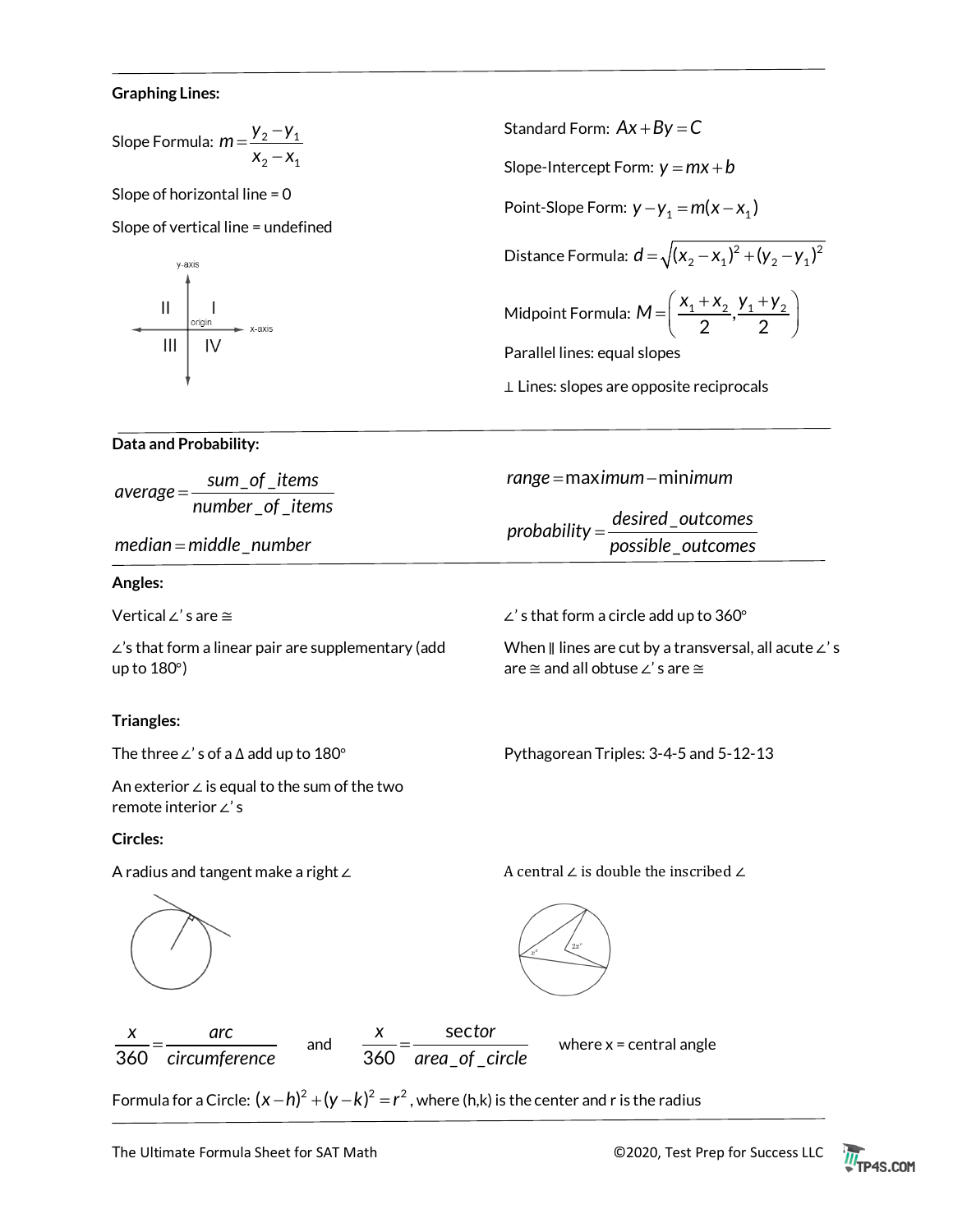**Graphing Lines:**

Slope Formula: $m = \dfrac{y_2 - y_1}{x_2 - x_1}$

Slope of horizontal line = 0

Slope of vertical line = undefined

Standard Form: $Ax + By = C$

Slope-Intercept Form: $y = mx + b$

Point-Slope Form: $y - y_1 = m(x - x_1)$

Distance Formula: $d = \sqrt{(x_2 - x_1)^2 + (y_2 - y_1)^2}$

Midpoint Formula: $M = \left(\dfrac{x_1 + x_2}{2}, \dfrac{y_1 + y_2}{2}\right)$

Parallel lines: equal slopes

⊥ Lines: slopes are opposite reciprocals

**Data and Probability:**

$$average = \frac{sum\_of\_items}{number\_of\_items}$$

$$median = middle\_number$$

$$range = \text{maximum} - \text{minimum}$$

$$probability = \frac{desired\_outcomes}{possible\_outcomes}$$

**Angles:**

Vertical ∠'s are ≅

∠'s that form a linear pair are supplementary (add up to 180°)

∠'s that form a circle add up to 360°

When ∥ lines are cut by a transversal, all acute ∠'s are ≅ and all obtuse ∠'s are ≅

**Triangles:**

The three ∠'s of a Δ add up to 180°

An exterior ∠ is equal to the sum of the two remote interior ∠'s

Pythagorean Triples: 3-4-5 and 5-12-13

**Circles:**

A radius and tangent make a right ∠

A central ∠ is double the inscribed ∠

$$\frac{x}{360} = \frac{arc}{circumference} \quad \text{and} \quad \frac{x}{360} = \frac{sector}{area\_of\_circle} \quad \text{where x = central angle}$$

Formula for a Circle: $(x - h)^2 + (y - k)^2 = r^2$, where (h,k) is the center and r is the radius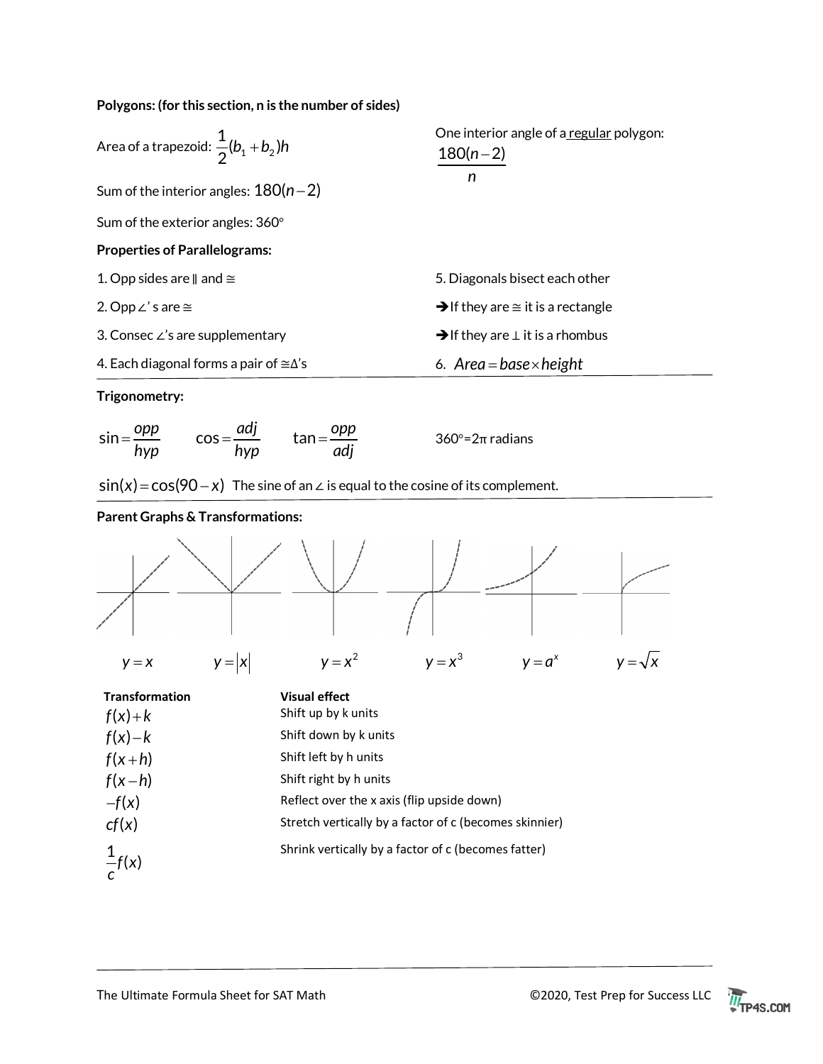**Polygons: (for this section, n is the number of sides)**

Area of a trapezoid: $\frac{1}{2}(b_1 + b_2)h$

Sum of the interior angles: $180(n-2)$

Sum of the exterior angles: 360°

One interior angle of a <u>regular</u> polygon: $\frac{180(n-2)}{n}$

**Properties of Parallelograms:**

1. Opp sides are ∥ and ≅
2. Opp ∠'s are ≅
3. Consec ∠'s are supplementary
4. Each diagonal forms a pair of ≅Δ's
5. Diagonals bisect each other
   - ➔ If they are ≅ it is a rectangle
   - ➔ If they are ⊥ it is a rhombus
6. $Area = base \times height$

**Trigonometry:**

$\sin = \frac{opp}{hyp}$ $\cos = \frac{adj}{hyp}$ $\tan = \frac{opp}{adj}$

360°=2π radians

$\sin(x) = \cos(90 - x)$ The sine of an ∠ is equal to the cosine of its complement.

**Parent Graphs & Transformations:**

$y = x$ $y = |x|$ $y = x^2$ $y = x^3$ $y = a^x$ $y = \sqrt{x}$

| Transformation | Visual effect |
|---|---|
| $f(x)+k$ | Shift up by k units |
| $f(x)-k$ | Shift down by k units |
| $f(x+h)$ | Shift left by h units |
| $f(x-h)$ | Shift right by h units |
| $-f(x)$ | Reflect over the x axis (flip upside down) |
| $cf(x)$ | Stretch vertically by a factor of c (becomes skinnier) |
| $\frac{1}{c}f(x)$ | Shrink vertically by a factor of c (becomes fatter) |